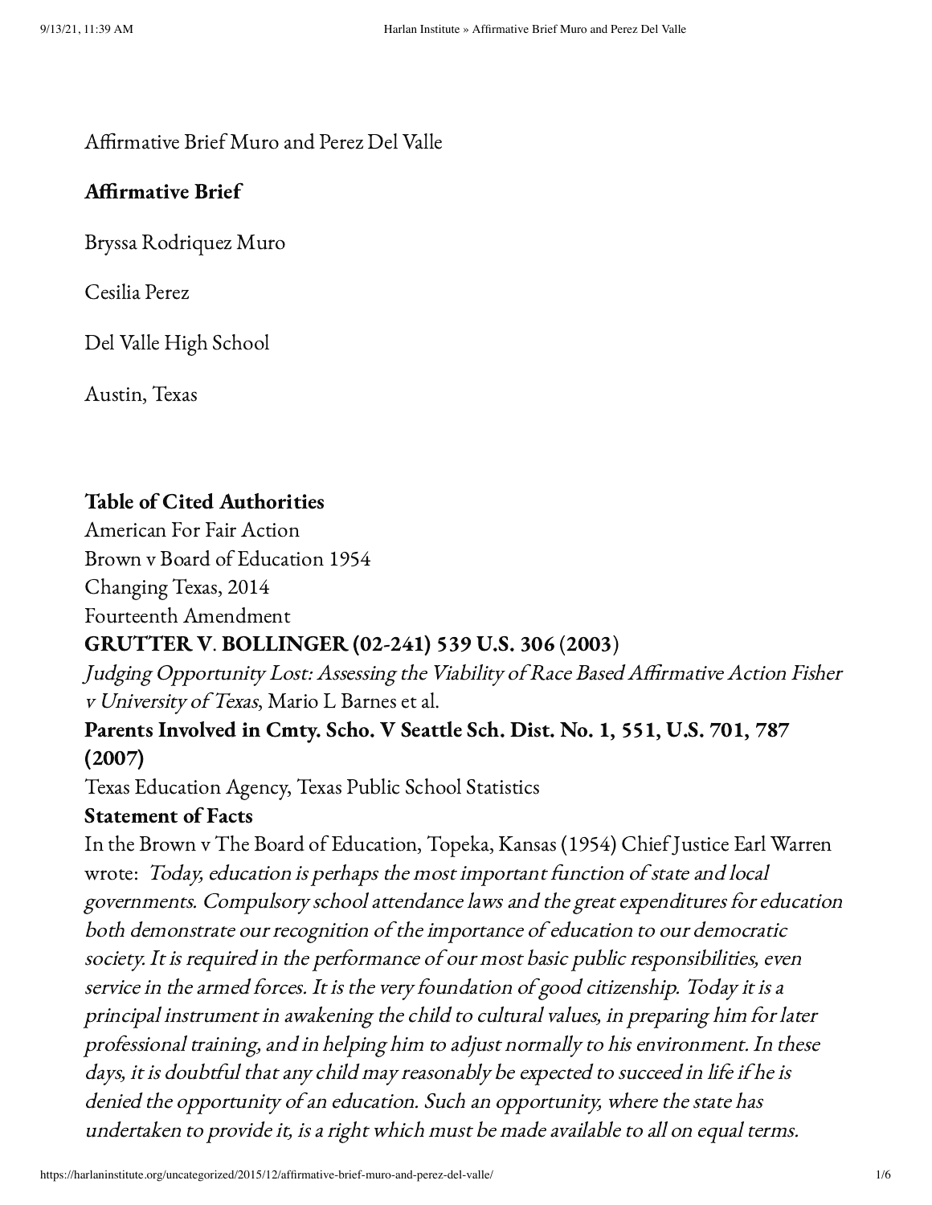Affirmative Brief Muro and Perez Del Valle

## Affirmative Brief

Bryssa Rodriquez Muro

Cesilia Perez

Del Valle High School

Austin, Texas

### Table of Cited Authorities

American For Fair Action
Brown v Board of Education 1954
Changing Texas, 2014
Fourteenth Amendment
**GRUTTER V. BOLLINGER (02-241) 539 U.S. 306 (2003)**
*Judging Opportunity Lost: Assessing the Viability of Race Based Affirmative Action Fisher v University of Texas*, Mario L Barnes et al.
**Parents Involved in Cmty. Scho. V Seattle Sch. Dist. No. 1, 551, U.S. 701, 787 (2007)**
Texas Education Agency, Texas Public School Statistics

### Statement of Facts

In the Brown v The Board of Education, Topeka, Kansas (1954) Chief Justice Earl Warren wrote: *Today, education is perhaps the most important function of state and local governments. Compulsory school attendance laws and the great expenditures for education both demonstrate our recognition of the importance of education to our democratic society. It is required in the performance of our most basic public responsibilities, even service in the armed forces. It is the very foundation of good citizenship. Today it is a principal instrument in awakening the child to cultural values, in preparing him for later professional training, and in helping him to adjust normally to his environment. In these days, it is doubtful that any child may reasonably be expected to succeed in life if he is denied the opportunity of an education. Such an opportunity, where the state has undertaken to provide it, is a right which must be made available to all on equal terms.*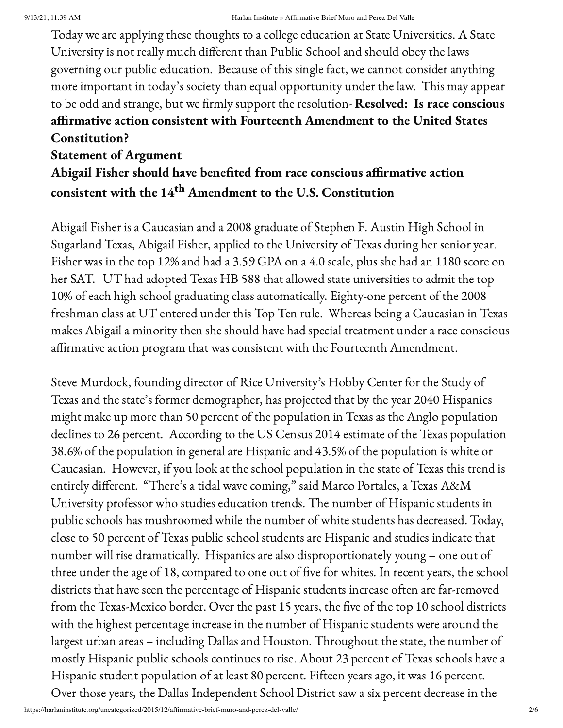Today we are applying these thoughts to a college education at State Universities. A State University is not really much different than Public School and should obey the laws governing our public education. Because of this single fact, we cannot consider anything more important in today's society than equal opportunity under the law. This may appear to be odd and strange, but we firmly support the resolution- **Resolved: Is race conscious affirmative action consistent with Fourteenth Amendment to the United States Constitution?**

**Statement of Argument**

**Abigail Fisher should have benefited from race conscious affirmative action consistent with the 14th Amendment to the U.S. Constitution**

Abigail Fisher is a Caucasian and a 2008 graduate of Stephen F. Austin High School in Sugarland Texas, Abigail Fisher, applied to the University of Texas during her senior year. Fisher was in the top 12% and had a 3.59 GPA on a 4.0 scale, plus she had an 1180 score on her SAT. UT had adopted Texas HB 588 that allowed state universities to admit the top 10% of each high school graduating class automatically. Eighty-one percent of the 2008 freshman class at UT entered under this Top Ten rule. Whereas being a Caucasian in Texas makes Abigail a minority then she should have had special treatment under a race conscious affirmative action program that was consistent with the Fourteenth Amendment.

Steve Murdock, founding director of Rice University's Hobby Center for the Study of Texas and the state's former demographer, has projected that by the year 2040 Hispanics might make up more than 50 percent of the population in Texas as the Anglo population declines to 26 percent. According to the US Census 2014 estimate of the Texas population 38.6% of the population in general are Hispanic and 43.5% of the population is white or Caucasian. However, if you look at the school population in the state of Texas this trend is entirely different. "There's a tidal wave coming," said Marco Portales, a Texas A&M University professor who studies education trends. The number of Hispanic students in public schools has mushroomed while the number of white students has decreased. Today, close to 50 percent of Texas public school students are Hispanic and studies indicate that number will rise dramatically. Hispanics are also disproportionately young – one out of three under the age of 18, compared to one out of five for whites. In recent years, the school districts that have seen the percentage of Hispanic students increase often are far-removed from the Texas-Mexico border. Over the past 15 years, the five of the top 10 school districts with the highest percentage increase in the number of Hispanic students were around the largest urban areas – including Dallas and Houston. Throughout the state, the number of mostly Hispanic public schools continues to rise. About 23 percent of Texas schools have a Hispanic student population of at least 80 percent. Fifteen years ago, it was 16 percent. Over those years, the Dallas Independent School District saw a six percent decrease in the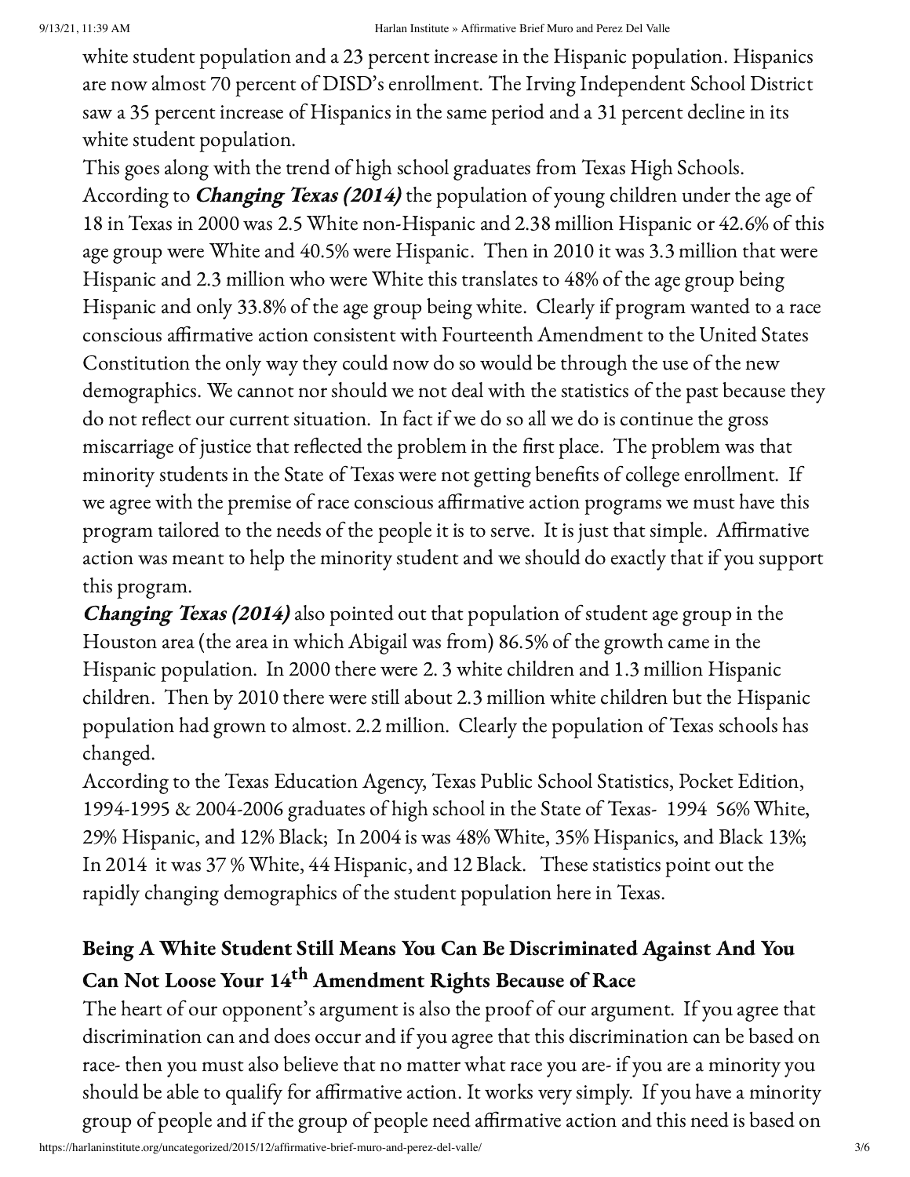white student population and a 23 percent increase in the Hispanic population. Hispanics are now almost 70 percent of DISD's enrollment. The Irving Independent School District saw a 35 percent increase of Hispanics in the same period and a 31 percent decline in its white student population.

This goes along with the trend of high school graduates from Texas High Schools. According to ***Changing Texas (2014)*** the population of young children under the age of 18 in Texas in 2000 was 2.5 White non-Hispanic and 2.38 million Hispanic or 42.6% of this age group were White and 40.5% were Hispanic. Then in 2010 it was 3.3 million that were Hispanic and 2.3 million who were White this translates to 48% of the age group being Hispanic and only 33.8% of the age group being white. Clearly if program wanted to a race conscious affirmative action consistent with Fourteenth Amendment to the United States Constitution the only way they could now do so would be through the use of the new demographics. We cannot nor should we not deal with the statistics of the past because they do not reflect our current situation. In fact if we do so all we do is continue the gross miscarriage of justice that reflected the problem in the first place. The problem was that minority students in the State of Texas were not getting benefits of college enrollment. If we agree with the premise of race conscious affirmative action programs we must have this program tailored to the needs of the people it is to serve. It is just that simple. Affirmative action was meant to help the minority student and we should do exactly that if you support this program.

***Changing Texas (2014)*** also pointed out that population of student age group in the Houston area (the area in which Abigail was from) 86.5% of the growth came in the Hispanic population. In 2000 there were 2. 3 white children and 1.3 million Hispanic children. Then by 2010 there were still about 2.3 million white children but the Hispanic population had grown to almost. 2.2 million. Clearly the population of Texas schools has changed.

According to the Texas Education Agency, Texas Public School Statistics, Pocket Edition, 1994-1995 & 2004-2006 graduates of high school in the State of Texas- 1994 56% White, 29% Hispanic, and 12% Black; In 2004 is was 48% White, 35% Hispanics, and Black 13%; In 2014 it was 37 % White, 44 Hispanic, and 12 Black. These statistics point out the rapidly changing demographics of the student population here in Texas.

## Being A White Student Still Means You Can Be Discriminated Against And You Can Not Loose Your 14th Amendment Rights Because of Race

The heart of our opponent's argument is also the proof of our argument. If you agree that discrimination can and does occur and if you agree that this discrimination can be based on race- then you must also believe that no matter what race you are- if you are a minority you should be able to qualify for affirmative action. It works very simply. If you have a minority group of people and if the group of people need affirmative action and this need is based on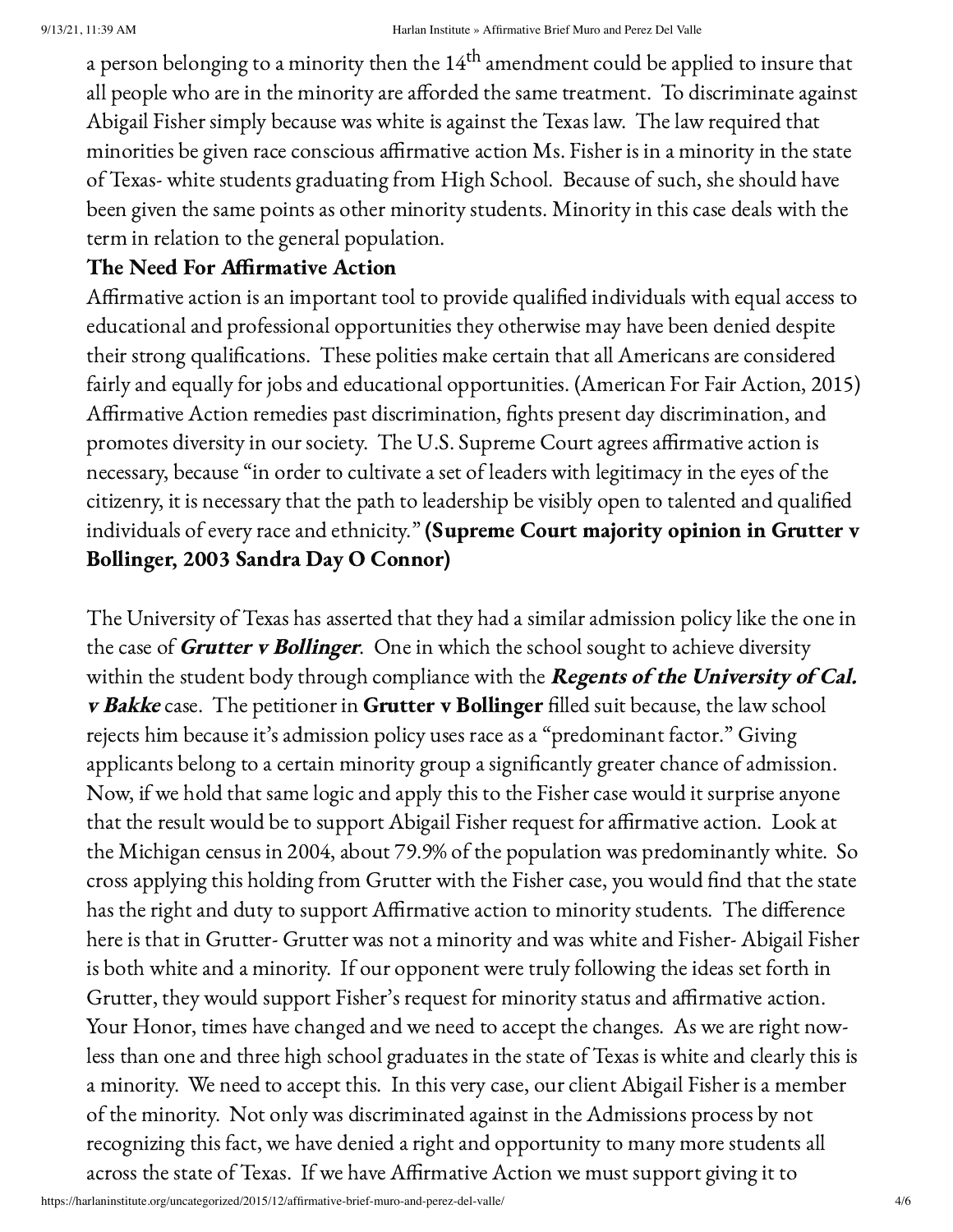a person belonging to a minority then the 14th amendment could be applied to insure that all people who are in the minority are afforded the same treatment. To discriminate against Abigail Fisher simply because was white is against the Texas law. The law required that minorities be given race conscious affirmative action Ms. Fisher is in a minority in the state of Texas- white students graduating from High School. Because of such, she should have been given the same points as other minority students. Minority in this case deals with the term in relation to the general population.

**The Need For Affirmative Action**

Affirmative action is an important tool to provide qualified individuals with equal access to educational and professional opportunities they otherwise may have been denied despite their strong qualifications. These polities make certain that all Americans are considered fairly and equally for jobs and educational opportunities. (American For Fair Action, 2015) Affirmative Action remedies past discrimination, fights present day discrimination, and promotes diversity in our society. The U.S. Supreme Court agrees affirmative action is necessary, because "in order to cultivate a set of leaders with legitimacy in the eyes of the citizenry, it is necessary that the path to leadership be visibly open to talented and qualified individuals of every race and ethnicity." **(Supreme Court majority opinion in Grutter v Bollinger, 2003 Sandra Day O Connor)**

The University of Texas has asserted that they had a similar admission policy like the one in the case of ***Grutter v Bollinger***. One in which the school sought to achieve diversity within the student body through compliance with the ***Regents of the University of Cal. v Bakke*** case. The petitioner in **Grutter v Bollinger** filled suit because, the law school rejects him because it's admission policy uses race as a "predominant factor." Giving applicants belong to a certain minority group a significantly greater chance of admission. Now, if we hold that same logic and apply this to the Fisher case would it surprise anyone that the result would be to support Abigail Fisher request for affirmative action. Look at the Michigan census in 2004, about 79.9% of the population was predominantly white. So cross applying this holding from Grutter with the Fisher case, you would find that the state has the right and duty to support Affirmative action to minority students. The difference here is that in Grutter- Grutter was not a minority and was white and Fisher- Abigail Fisher is both white and a minority. If our opponent were truly following the ideas set forth in Grutter, they would support Fisher's request for minority status and affirmative action. Your Honor, times have changed and we need to accept the changes. As we are right now- less than one and three high school graduates in the state of Texas is white and clearly this is a minority. We need to accept this. In this very case, our client Abigail Fisher is a member of the minority. Not only was discriminated against in the Admissions process by not recognizing this fact, we have denied a right and opportunity to many more students all across the state of Texas. If we have Affirmative Action we must support giving it to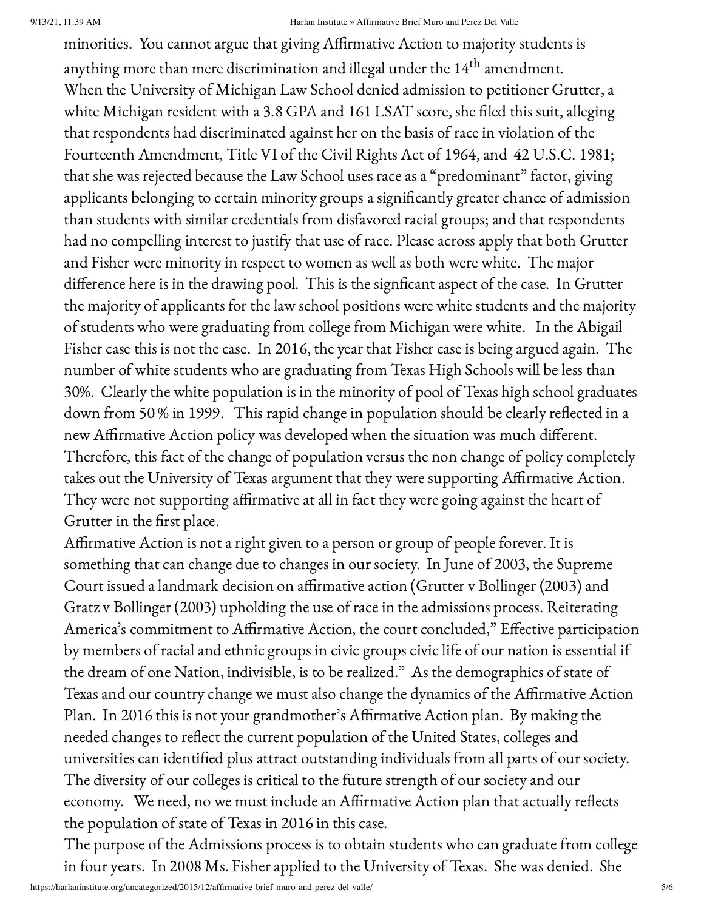minorities. You cannot argue that giving Affirmative Action to majority students is anything more than mere discrimination and illegal under the 14th amendment.

When the University of Michigan Law School denied admission to petitioner Grutter, a white Michigan resident with a 3.8 GPA and 161 LSAT score, she filed this suit, alleging that respondents had discriminated against her on the basis of race in violation of the Fourteenth Amendment, Title VI of the Civil Rights Act of 1964, and 42 U.S.C. 1981; that she was rejected because the Law School uses race as a "predominant" factor, giving applicants belonging to certain minority groups a significantly greater chance of admission than students with similar credentials from disfavored racial groups; and that respondents had no compelling interest to justify that use of race. Please across apply that both Grutter and Fisher were minority in respect to women as well as both were white. The major difference here is in the drawing pool. This is the signficant aspect of the case. In Grutter the majority of applicants for the law school positions were white students and the majority of students who were graduating from college from Michigan were white. In the Abigail Fisher case this is not the case. In 2016, the year that Fisher case is being argued again. The number of white students who are graduating from Texas High Schools will be less than 30%. Clearly the white population is in the minority of pool of Texas high school graduates down from 50 % in 1999. This rapid change in population should be clearly reflected in a new Affirmative Action policy was developed when the situation was much different. Therefore, this fact of the change of population versus the non change of policy completely takes out the University of Texas argument that they were supporting Affirmative Action. They were not supporting affirmative at all in fact they were going against the heart of Grutter in the first place.

Affirmative Action is not a right given to a person or group of people forever. It is something that can change due to changes in our society. In June of 2003, the Supreme Court issued a landmark decision on affirmative action (Grutter v Bollinger (2003) and Gratz v Bollinger (2003) upholding the use of race in the admissions process. Reiterating America's commitment to Affirmative Action, the court concluded," Effective participation by members of racial and ethnic groups in civic groups civic life of our nation is essential if the dream of one Nation, indivisible, is to be realized." As the demographics of state of Texas and our country change we must also change the dynamics of the Affirmative Action Plan. In 2016 this is not your grandmother's Affirmative Action plan. By making the needed changes to reflect the current population of the United States, colleges and universities can identified plus attract outstanding individuals from all parts of our society. The diversity of our colleges is critical to the future strength of our society and our economy. We need, no we must include an Affirmative Action plan that actually reflects the population of state of Texas in 2016 in this case.

The purpose of the Admissions process is to obtain students who can graduate from college in four years. In 2008 Ms. Fisher applied to the University of Texas. She was denied. She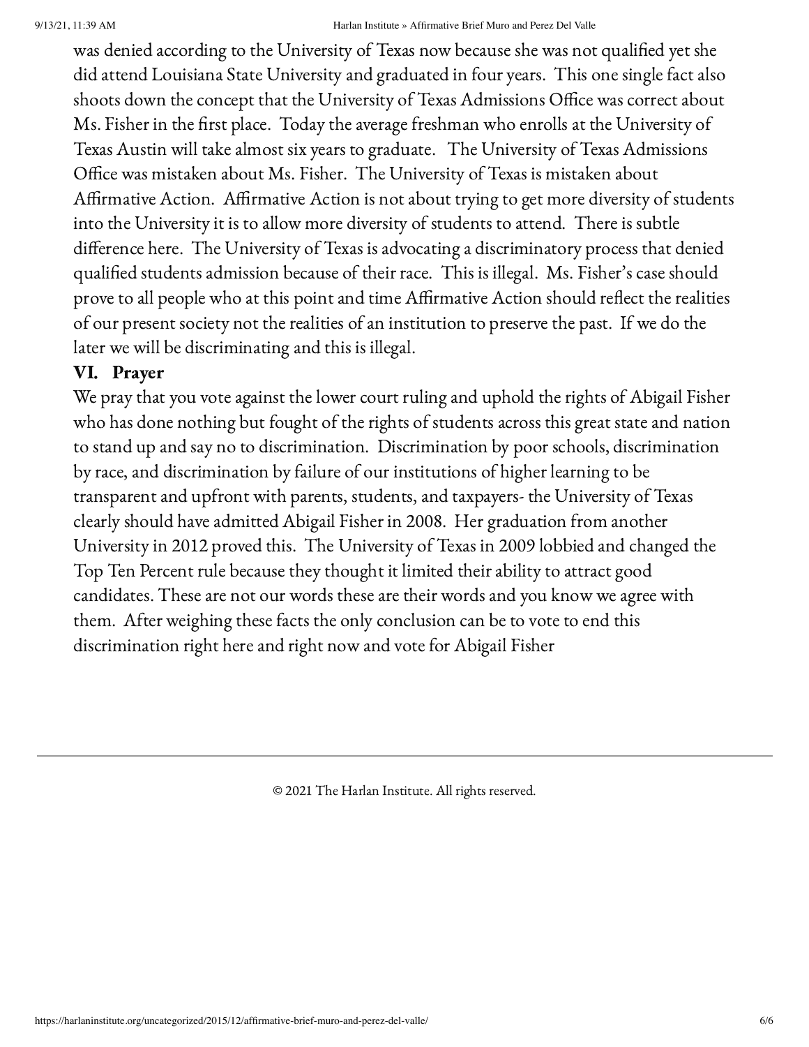was denied according to the University of Texas now because she was not qualified yet she did attend Louisiana State University and graduated in four years. This one single fact also shoots down the concept that the University of Texas Admissions Office was correct about Ms. Fisher in the first place. Today the average freshman who enrolls at the University of Texas Austin will take almost six years to graduate. The University of Texas Admissions Office was mistaken about Ms. Fisher. The University of Texas is mistaken about Affirmative Action. Affirmative Action is not about trying to get more diversity of students into the University it is to allow more diversity of students to attend. There is subtle difference here. The University of Texas is advocating a discriminatory process that denied qualified students admission because of their race. This is illegal. Ms. Fisher's case should prove to all people who at this point and time Affirmative Action should reflect the realities of our present society not the realities of an institution to preserve the past. If we do the later we will be discriminating and this is illegal.

## VI. Prayer

We pray that you vote against the lower court ruling and uphold the rights of Abigail Fisher who has done nothing but fought of the rights of students across this great state and nation to stand up and say no to discrimination. Discrimination by poor schools, discrimination by race, and discrimination by failure of our institutions of higher learning to be transparent and upfront with parents, students, and taxpayers- the University of Texas clearly should have admitted Abigail Fisher in 2008. Her graduation from another University in 2012 proved this. The University of Texas in 2009 lobbied and changed the Top Ten Percent rule because they thought it limited their ability to attract good candidates. These are not our words these are their words and you know we agree with them. After weighing these facts the only conclusion can be to vote to end this discrimination right here and right now and vote for Abigail Fisher

---

© 2021 The Harlan Institute. All rights reserved.